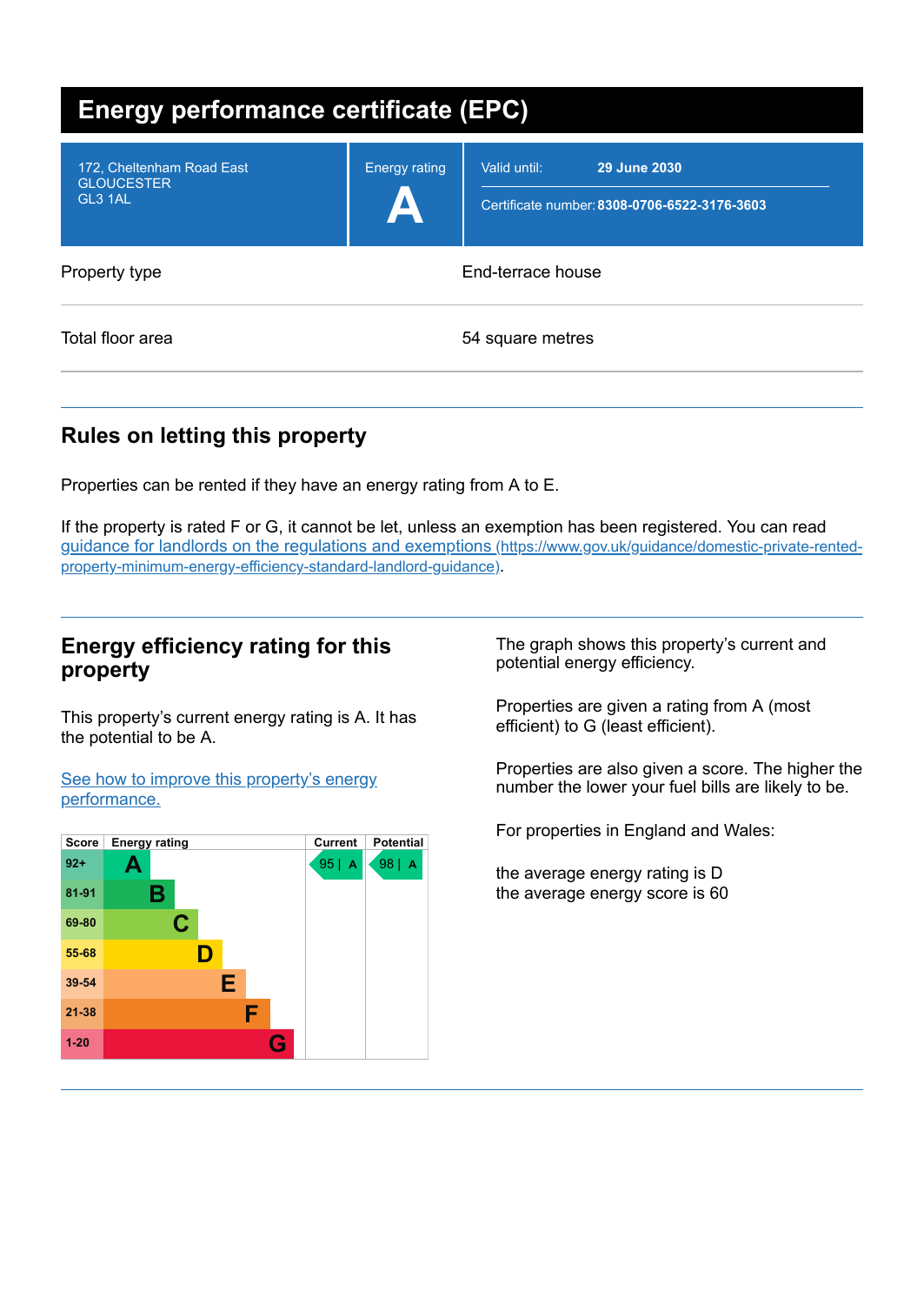# Energy performance certificate (EPC)

| | | |
|---|---|---|
| 172, Cheltenham Road East<br>GLOUCESTER<br>GL3 1AL | Energy rating<br>**A** | Valid until: **29 June 2030**<br>Certificate number: **8308-0706-6522-3176-3603** |

| | |
|---|---|
| Property type | End-terrace house |
| Total floor area | 54 square metres |

## Rules on letting this property

Properties can be rented if they have an energy rating from A to E.

If the property is rated F or G, it cannot be let, unless an exemption has been registered. You can read [guidance for landlords on the regulations and exemptions (https://www.gov.uk/guidance/domestic-private-rented-property-minimum-energy-efficiency-standard-landlord-guidance)](https://www.gov.uk/guidance/domestic-private-rented-property-minimum-energy-efficiency-standard-landlord-guidance).

## Energy efficiency rating for this property

This property's current energy rating is A. It has the potential to be A.

[See how to improve this property's energy performance.]()

| Score | Energy rating | Current | Potential |
|---|---|---|---|
| 92+ | A | 95 \| A | 98 \| A |
| 81-91 | B | | |
| 69-80 | C | | |
| 55-68 | D | | |
| 39-54 | E | | |
| 21-38 | F | | |
| 1-20 | G | | |

The graph shows this property's current and potential energy efficiency.

Properties are given a rating from A (most efficient) to G (least efficient).

Properties are also given a score. The higher the number the lower your fuel bills are likely to be.

For properties in England and Wales:

the average energy rating is D
the average energy score is 60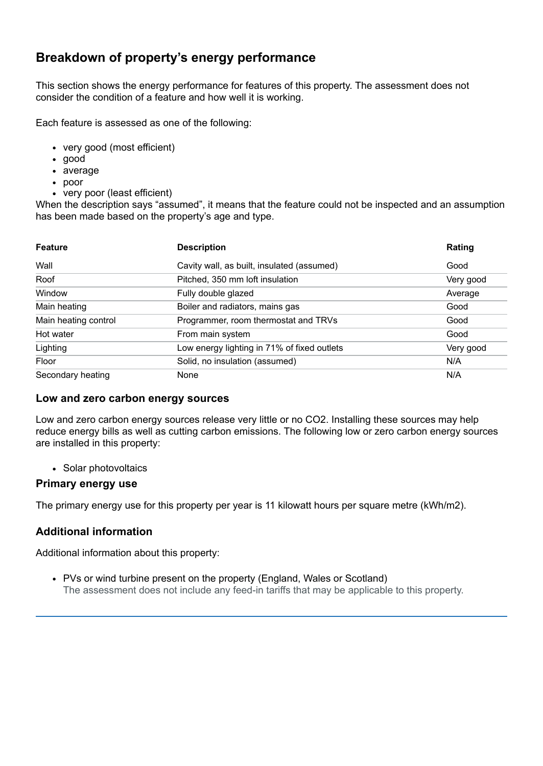## Breakdown of property's energy performance

This section shows the energy performance for features of this property. The assessment does not consider the condition of a feature and how well it is working.

Each feature is assessed as one of the following:

- very good (most efficient)
- good
- average
- poor
- very poor (least efficient)

When the description says "assumed", it means that the feature could not be inspected and an assumption has been made based on the property's age and type.

| Feature | Description | Rating |
|---|---|---|
| Wall | Cavity wall, as built, insulated (assumed) | Good |
| Roof | Pitched, 350 mm loft insulation | Very good |
| Window | Fully double glazed | Average |
| Main heating | Boiler and radiators, mains gas | Good |
| Main heating control | Programmer, room thermostat and TRVs | Good |
| Hot water | From main system | Good |
| Lighting | Low energy lighting in 71% of fixed outlets | Very good |
| Floor | Solid, no insulation (assumed) | N/A |
| Secondary heating | None | N/A |

### Low and zero carbon energy sources

Low and zero carbon energy sources release very little or no CO2. Installing these sources may help reduce energy bills as well as cutting carbon emissions. The following low or zero carbon energy sources are installed in this property:

- Solar photovoltaics

### Primary energy use

The primary energy use for this property per year is 11 kilowatt hours per square metre (kWh/m2).

### Additional information

Additional information about this property:

- PVs or wind turbine present on the property (England, Wales or Scotland)
  The assessment does not include any feed-in tariffs that may be applicable to this property.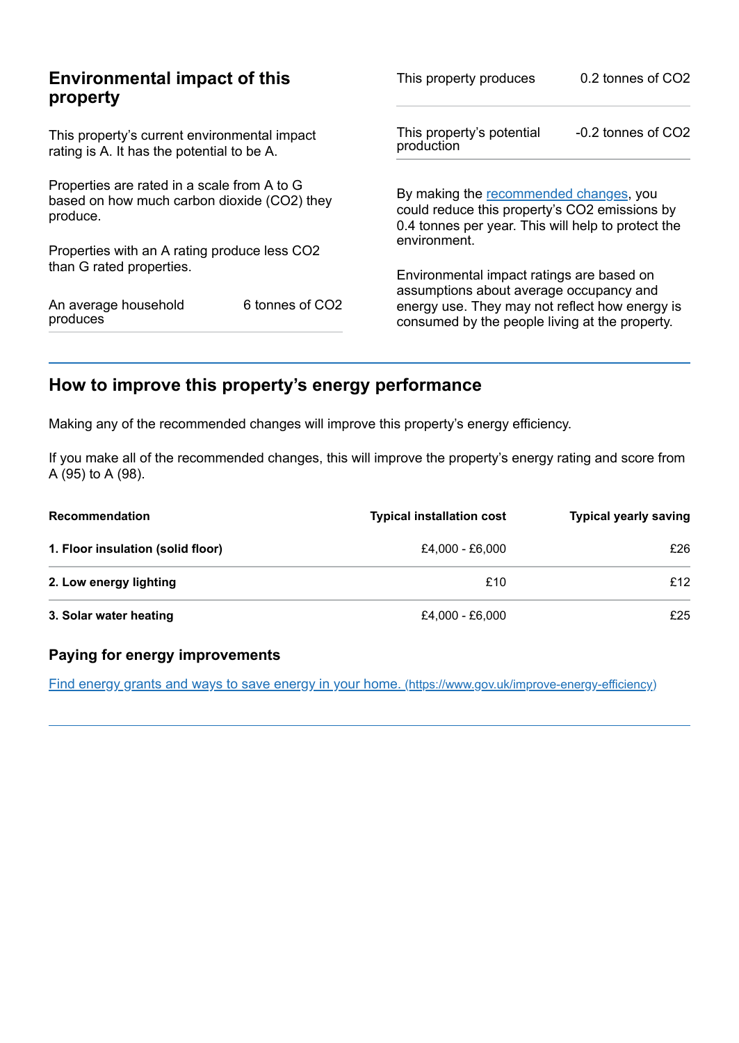## Environmental impact of this property

This property's current environmental impact rating is A. It has the potential to be A.

Properties are rated in a scale from A to G based on how much carbon dioxide ($CO_2$) they produce.

Properties with an A rating produce less $CO_2$ than G rated properties.

| | |
|---|---|
| An average household produces | 6 tonnes of $CO_2$ |
| This property produces | 0.2 tonnes of $CO_2$ |
| This property's potential production | -0.2 tonnes of $CO_2$ |

By making the recommended changes, you could reduce this property's $CO_2$ emissions by 0.4 tonnes per year. This will help to protect the environment.

Environmental impact ratings are based on assumptions about average occupancy and energy use. They may not reflect how energy is consumed by the people living at the property.

## How to improve this property's energy performance

Making any of the recommended changes will improve this property's energy efficiency.

If you make all of the recommended changes, this will improve the property's energy rating and score from A (95) to A (98).

| Recommendation | Typical installation cost | Typical yearly saving |
|---|---|---|
| **1. Floor insulation (solid floor)** | £4,000 - £6,000 | £26 |
| **2. Low energy lighting** | £10 | £12 |
| **3. Solar water heating** | £4,000 - £6,000 | £25 |

### Paying for energy improvements

[Find energy grants and ways to save energy in your home. (https://www.gov.uk/improve-energy-efficiency)](https://www.gov.uk/improve-energy-efficiency)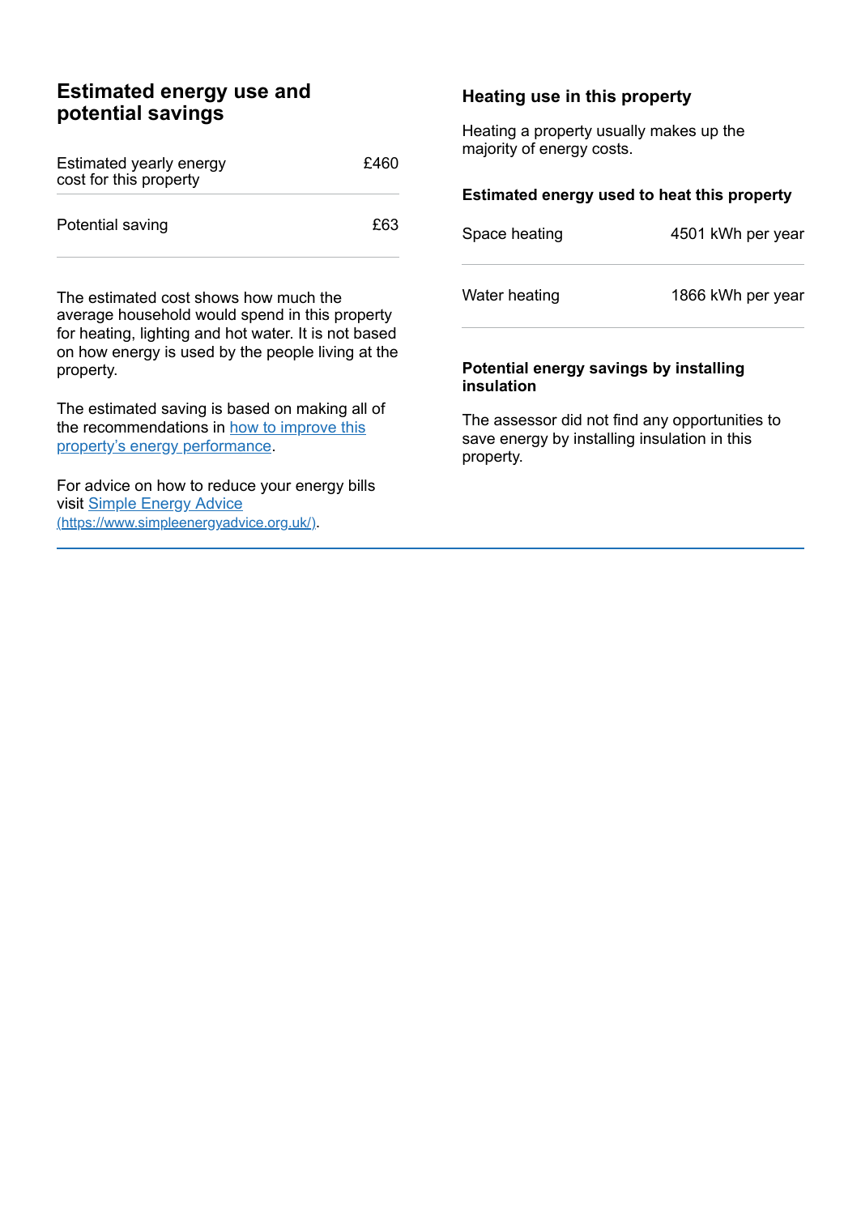## Estimated energy use and potential savings

| | |
|---|---|
| Estimated yearly energy cost for this property | £460 |
| Potential saving | £63 |

The estimated cost shows how much the average household would spend in this property for heating, lighting and hot water. It is not based on how energy is used by the people living at the property.

The estimated saving is based on making all of the recommendations in how to improve this property's energy performance.

For advice on how to reduce your energy bills visit Simple Energy Advice (https://www.simpleenergyadvice.org.uk/).

### Heating use in this property

Heating a property usually makes up the majority of energy costs.

#### Estimated energy used to heat this property

| | |
|---|---|
| Space heating | 4501 kWh per year |
| Water heating | 1866 kWh per year |

#### Potential energy savings by installing insulation

The assessor did not find any opportunities to save energy by installing insulation in this property.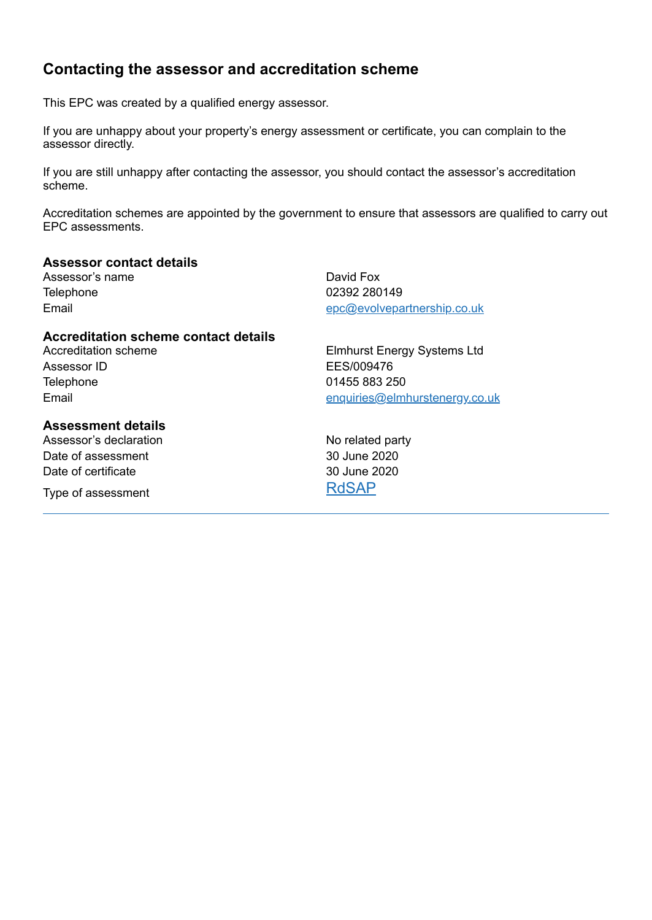## Contacting the assessor and accreditation scheme

This EPC was created by a qualified energy assessor.

If you are unhappy about your property's energy assessment or certificate, you can complain to the assessor directly.

If you are still unhappy after contacting the assessor, you should contact the assessor's accreditation scheme.

Accreditation schemes are appointed by the government to ensure that assessors are qualified to carry out EPC assessments.

### Assessor contact details

| | |
|---|---|
| Assessor's name | David Fox |
| Telephone | 02392 280149 |
| Email | epc@evolvepartnership.co.uk |

### Accreditation scheme contact details

| | |
|---|---|
| Accreditation scheme | Elmhurst Energy Systems Ltd |
| Assessor ID | EES/009476 |
| Telephone | 01455 883 250 |
| Email | enquiries@elmhurstenergy.co.uk |

### Assessment details

| | |
|---|---|
| Assessor's declaration | No related party |
| Date of assessment | 30 June 2020 |
| Date of certificate | 30 June 2020 |
| Type of assessment | RdSAP |